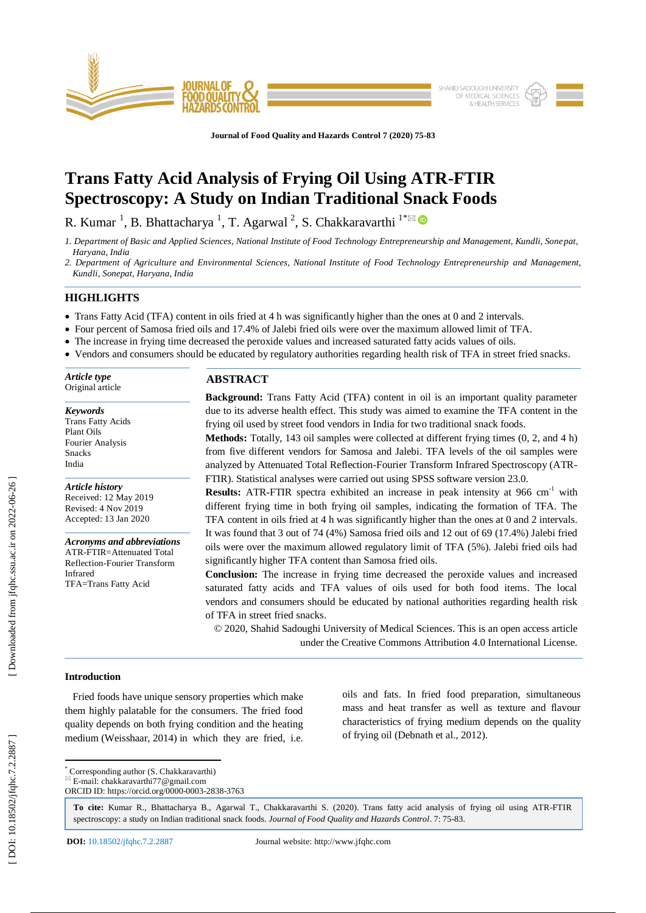Journal of Food Quality and Hazards Control 7 (2020) 75-83

# Trans Fatty Acid Analysis of Frying Oil Using ATR-FTIR Spectroscopy: A Study on Indian Traditional Snack Foods

R. Kumar [1], B. Bhattacharya [1], T. Agarwal [2], S. Chakkaravarthi [1*]

*1. Department of Basic and Applied Sciences, National Institute of Food Technology Entrepreneurship and Management, Kundli, Sonepat, Haryana, India*

*2. Department of Agriculture and Environmental Sciences, National Institute of Food Technology Entrepreneurship and Management, Kundli, Sonepat, Haryana, India*

## HIGHLIGHTS

- Trans Fatty Acid (TFA) content in oils fried at 4 h was significantly higher than the ones at 0 and 2 intervals.
- Four percent of Samosa fried oils and 17.4% of Jalebi fried oils were over the maximum allowed limit of TFA.
- The increase in frying time decreased the peroxide values and increased saturated fatty acids values of oils.
- Vendors and consumers should be educated by regulatory authorities regarding health risk of TFA in street fried snacks.

***Article type***
Original article

***Keywords***
Trans Fatty Acids
Plant Oils
Fourier Analysis
Snacks
India

***Article history***
Received: 12 May 2019
Revised: 4 Nov 2019
Accepted: 13 Jan 2020

***Acronyms and abbreviations***
ATR-FTIR=Attenuated Total Reflection-Fourier Transform Infrared
TFA=Trans Fatty Acid

## ABSTRACT

**Background:** Trans Fatty Acid (TFA) content in oil is an important quality parameter due to its adverse health effect. This study was aimed to examine the TFA content in the frying oil used by street food vendors in India for two traditional snack foods.

**Methods:** Totally, 143 oil samples were collected at different frying times (0, 2, and 4 h) from five different vendors for Samosa and Jalebi. TFA levels of the oil samples were analyzed by Attenuated Total Reflection-Fourier Transform Infrared Spectroscopy (ATR-FTIR). Statistical analyses were carried out using SPSS software version 23.0.

**Results:** ATR-FTIR spectra exhibited an increase in peak intensity at 966 $cm^{-1}$ with different frying time in both frying oil samples, indicating the formation of TFA. The TFA content in oils fried at 4 h was significantly higher than the ones at 0 and 2 intervals. It was found that 3 out of 74 (4%) Samosa fried oils and 12 out of 69 (17.4%) Jalebi fried oils were over the maximum allowed regulatory limit of TFA (5%). Jalebi fried oils had significantly higher TFA content than Samosa fried oils.

**Conclusion:** The increase in frying time decreased the peroxide values and increased saturated fatty acids and TFA values of oils used for both food items. The local vendors and consumers should be educated by national authorities regarding health risk of TFA in street fried snacks.

© 2020, Shahid Sadoughi University of Medical Sciences. This is an open access article under the Creative Commons Attribution 4.0 International License.

## Introduction

Fried foods have unique sensory properties which make them highly palatable for the consumers. The fried food quality depends on both frying condition and the heating medium (Weisshaar, 2014) in which they are fried, i.e. oils and fats. In fried food preparation, simultaneous mass and heat transfer as well as texture and flavour characteristics of frying medium depends on the quality of frying oil (Debnath et al., 2012).

---

[*] Corresponding author (S. Chakkaravarthi)
E-mail: chakkaravarthi77@gmail.com
ORCID ID: https://orcid.org/0000-0003-2838-3763

**To cite:** Kumar R., Bhattacharya B., Agarwal T., Chakkaravarthi S. (2020). Trans fatty acid analysis of frying oil using ATR-FTIR spectroscopy: a study on Indian traditional snack foods. *Journal of Food Quality and Hazards Control*. 7: 75-83.

**DOI:** 10.18502/jfqhc.7.2.2887 Journal website: http://www.jfqhc.com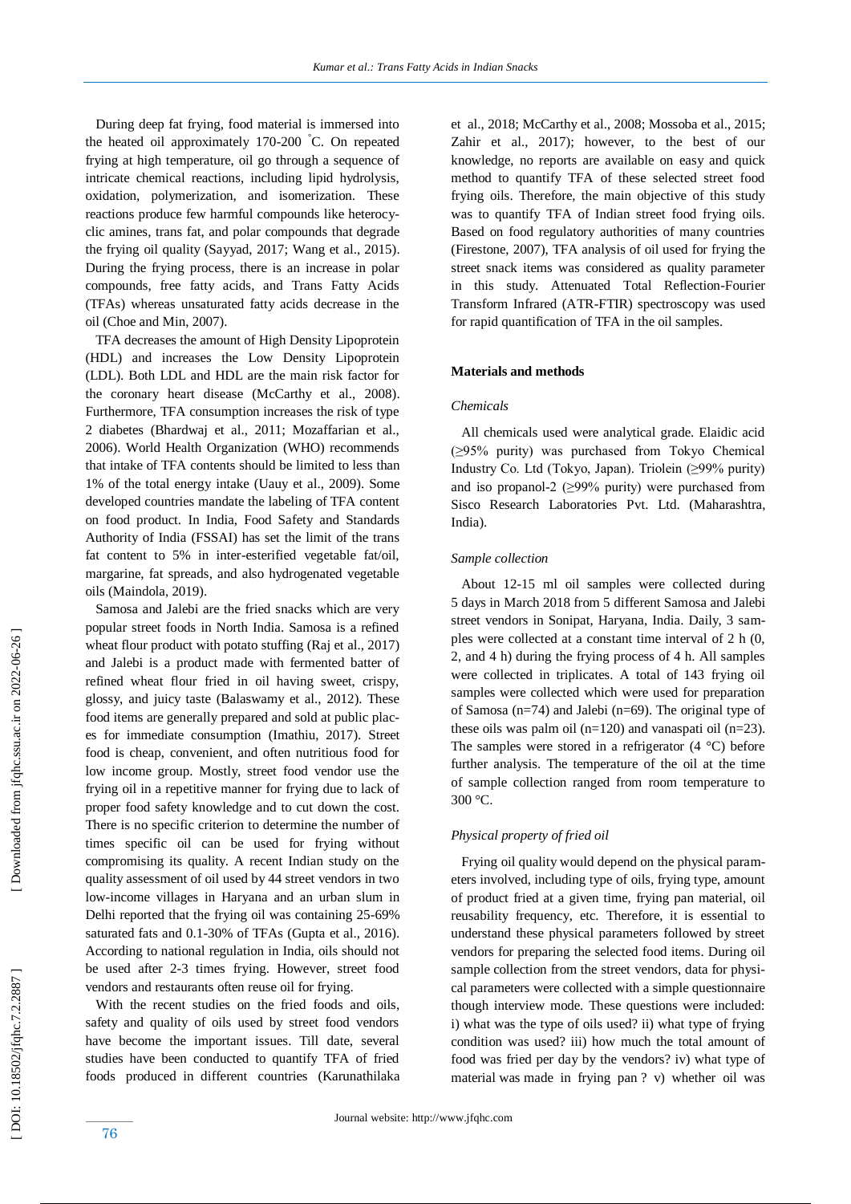During deep fat frying, food material is immersed into the heated oil approximately 170-200 °C. On repeated frying at high temperature, oil go through a sequence of intricate chemical reactions, including lipid hydrolysis, oxidation, polymerization, and isomerization. These reactions produce few harmful compounds like heterocyclic amines, trans fat, and polar compounds that degrade the frying oil quality (Sayyad, 2017; Wang et al., 2015). During the frying process, there is an increase in polar compounds, free fatty acids, and Trans Fatty Acids (TFAs) whereas unsaturated fatty acids decrease in the oil (Choe and Min, 2007).

TFA decreases the amount of High Density Lipoprotein (HDL) and increases the Low Density Lipoprotein (LDL). Both LDL and HDL are the main risk factor for the coronary heart disease (McCarthy et al., 2008). Furthermore, TFA consumption increases the risk of type 2 diabetes (Bhardwaj et al., 2011; Mozaffarian et al., 2006). World Health Organization (WHO) recommends that intake of TFA contents should be limited to less than 1% of the total energy intake (Uauy et al., 2009). Some developed countries mandate the labeling of TFA content on food product. In India, Food Safety and Standards Authority of India (FSSAI) has set the limit of the trans fat content to 5% in inter-esterified vegetable fat/oil, margarine, fat spreads, and also hydrogenated vegetable oils (Maindola, 2019).

Samosa and Jalebi are the fried snacks which are very popular street foods in North India. Samosa is a refined wheat flour product with potato stuffing (Raj et al., 2017) and Jalebi is a product made with fermented batter of refined wheat flour fried in oil having sweet, crispy, glossy, and juicy taste (Balaswamy et al., 2012). These food items are generally prepared and sold at public places for immediate consumption (Imathiu, 2017). Street food is cheap, convenient, and often nutritious food for low income group. Mostly, street food vendor use the frying oil in a repetitive manner for frying due to lack of proper food safety knowledge and to cut down the cost. There is no specific criterion to determine the number of times specific oil can be used for frying without compromising its quality. A recent Indian study on the quality assessment of oil used by 44 street vendors in two low-income villages in Haryana and an urban slum in Delhi reported that the frying oil was containing 25-69% saturated fats and 0.1-30% of TFAs (Gupta et al., 2016). According to national regulation in India, oils should not be used after 2-3 times frying. However, street food vendors and restaurants often reuse oil for frying.

With the recent studies on the fried foods and oils, safety and quality of oils used by street food vendors have become the important issues. Till date, several studies have been conducted to quantify TFA of fried foods produced in different countries (Karunathilaka et al., 2018; McCarthy et al., 2008; Mossoba et al., 2015; Zahir et al., 2017); however, to the best of our knowledge, no reports are available on easy and quick method to quantify TFA of these selected street food frying oils. Therefore, the main objective of this study was to quantify TFA of Indian street food frying oils. Based on food regulatory authorities of many countries (Firestone, 2007), TFA analysis of oil used for frying the street snack items was considered as quality parameter in this study. Attenuated Total Reflection-Fourier Transform Infrared (ATR-FTIR) spectroscopy was used for rapid quantification of TFA in the oil samples.

## Materials and methods

### *Chemicals*

All chemicals used were analytical grade. Elaidic acid (≥95% purity) was purchased from Tokyo Chemical Industry Co. Ltd (Tokyo, Japan). Triolein (≥99% purity) and iso propanol-2 (≥99% purity) were purchased from Sisco Research Laboratories Pvt. Ltd. (Maharashtra, India).

### *Sample collection*

About 12-15 ml oil samples were collected during 5 days in March 2018 from 5 different Samosa and Jalebi street vendors in Sonipat, Haryana, India. Daily, 3 samples were collected at a constant time interval of 2 h (0, 2, and 4 h) during the frying process of 4 h. All samples were collected in triplicates. A total of 143 frying oil samples were collected which were used for preparation of Samosa (n=74) and Jalebi (n=69). The original type of these oils was palm oil (n=120) and vanaspati oil (n=23). The samples were stored in a refrigerator (4 °C) before further analysis. The temperature of the oil at the time of sample collection ranged from room temperature to 300 °C.

### *Physical property of fried oil*

Frying oil quality would depend on the physical parameters involved, including type of oils, frying type, amount of product fried at a given time, frying pan material, oil reusability frequency, etc. Therefore, it is essential to understand these physical parameters followed by street vendors for preparing the selected food items. During oil sample collection from the street vendors, data for physical parameters were collected with a simple questionnaire though interview mode. These questions were included: i) what was the type of oils used? ii) what type of frying condition was used? iii) how much the total amount of food was fried per day by the vendors? iv) what type of material was made in frying pan ? v) whether oil was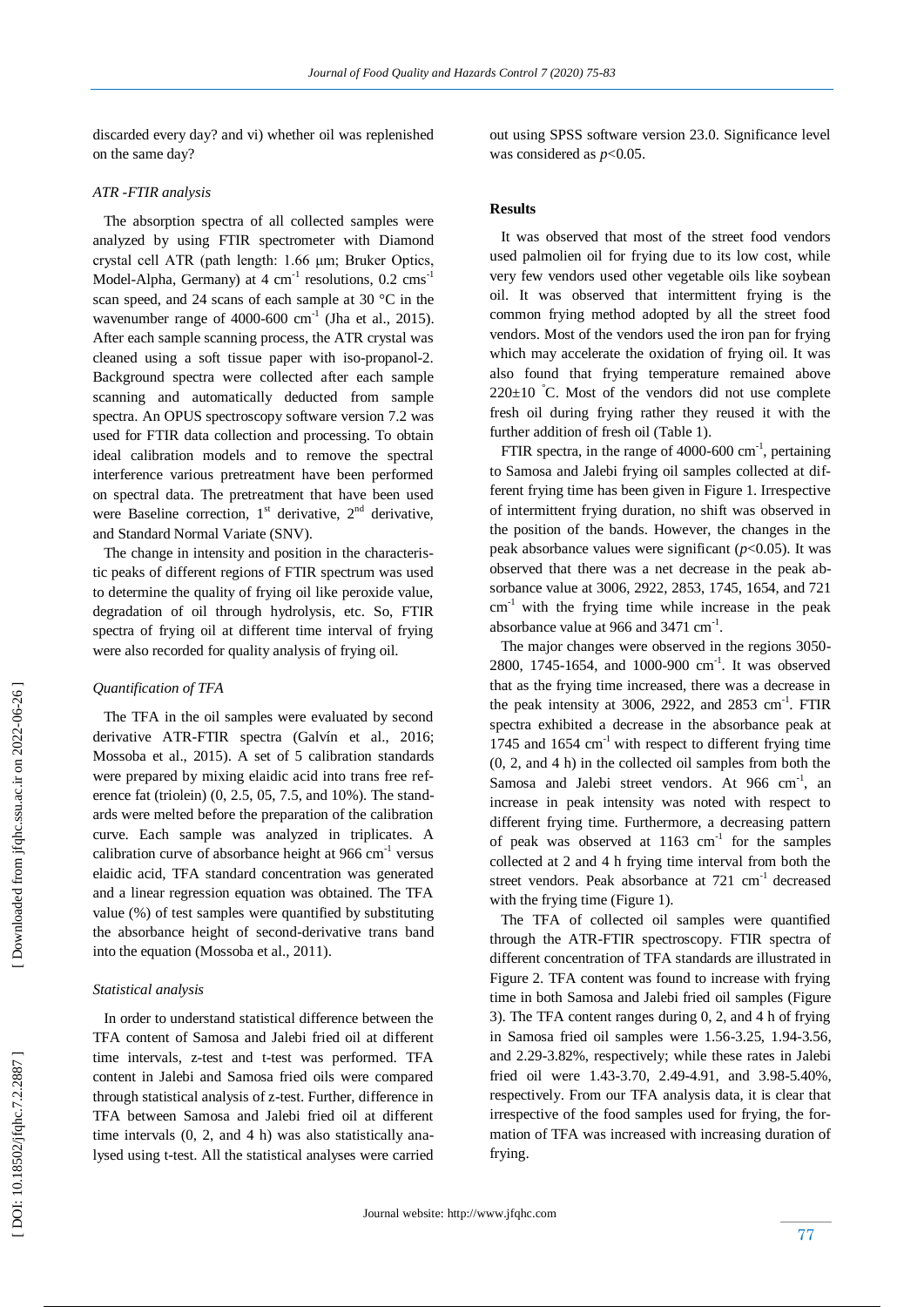discarded every day? and vi) whether oil was replenished on the same day?

### *ATR -FTIR analysis*

The absorption spectra of all collected samples were analyzed by using FTIR spectrometer with Diamond crystal cell ATR (path length: 1.66 µm; Bruker Optics, Model-Alpha, Germany) at 4 $cm^{-1}$ resolutions, 0.2 $cms^{-1}$ scan speed, and 24 scans of each sample at 30 °C in the wavenumber range of 4000-600 $cm^{-1}$ (Jha et al., 2015). After each sample scanning process, the ATR crystal was cleaned using a soft tissue paper with iso-propanol-2. Background spectra were collected after each sample scanning and automatically deducted from sample spectra. An OPUS spectroscopy software version 7.2 was used for FTIR data collection and processing. To obtain ideal calibration models and to remove the spectral interference various pretreatment have been performed on spectral data. The pretreatment that have been used were Baseline correction, 1st derivative, 2nd derivative, and Standard Normal Variate (SNV).

The change in intensity and position in the characteristic peaks of different regions of FTIR spectrum was used to determine the quality of frying oil like peroxide value, degradation of oil through hydrolysis, etc. So, FTIR spectra of frying oil at different time interval of frying were also recorded for quality analysis of frying oil.

### *Quantification of TFA*

The TFA in the oil samples were evaluated by second derivative ATR-FTIR spectra (Galvín et al., 2016; Mossoba et al., 2015). A set of 5 calibration standards were prepared by mixing elaidic acid into trans free reference fat (triolein) (0, 2.5, 05, 7.5, and 10%). The standards were melted before the preparation of the calibration curve. Each sample was analyzed in triplicates. A calibration curve of absorbance height at 966 $cm^{-1}$ versus elaidic acid, TFA standard concentration was generated and a linear regression equation was obtained. The TFA value (%) of test samples were quantified by substituting the absorbance height of second-derivative trans band into the equation (Mossoba et al., 2011).

### *Statistical analysis*

In order to understand statistical difference between the TFA content of Samosa and Jalebi fried oil at different time intervals, z-test and t-test was performed. TFA content in Jalebi and Samosa fried oils were compared through statistical analysis of z-test. Further, difference in TFA between Samosa and Jalebi fried oil at different time intervals (0, 2, and 4 h) was also statistically analysed using t-test. All the statistical analyses were carried out using SPSS software version 23.0. Significance level was considered as $p<0.05$.

## Results

It was observed that most of the street food vendors used palmolien oil for frying due to its low cost, while very few vendors used other vegetable oils like soybean oil. It was observed that intermittent frying is the common frying method adopted by all the street food vendors. Most of the vendors used the iron pan for frying which may accelerate the oxidation of frying oil. It was also found that frying temperature remained above 220±10 °C. Most of the vendors did not use complete fresh oil during frying rather they reused it with the further addition of fresh oil (Table 1).

FTIR spectra, in the range of 4000-600 $cm^{-1}$, pertaining to Samosa and Jalebi frying oil samples collected at different frying time has been given in Figure 1. Irrespective of intermittent frying duration, no shift was observed in the position of the bands. However, the changes in the peak absorbance values were significant ($p<0.05$). It was observed that there was a net decrease in the peak absorbance value at 3006, 2922, 2853, 1745, 1654, and 721 $cm^{-1}$ with the frying time while increase in the peak absorbance value at 966 and 3471 $cm^{-1}$.

The major changes were observed in the regions 3050-2800, 1745-1654, and 1000-900 $cm^{-1}$. It was observed that as the frying time increased, there was a decrease in the peak intensity at 3006, 2922, and 2853 $cm^{-1}$. FTIR spectra exhibited a decrease in the absorbance peak at 1745 and 1654 $cm^{-1}$ with respect to different frying time (0, 2, and 4 h) in the collected oil samples from both the Samosa and Jalebi street vendors. At 966 $cm^{-1}$, an increase in peak intensity was noted with respect to different frying time. Furthermore, a decreasing pattern of peak was observed at 1163 $cm^{-1}$ for the samples collected at 2 and 4 h frying time interval from both the street vendors. Peak absorbance at 721 $cm^{-1}$ decreased with the frying time (Figure 1).

The TFA of collected oil samples were quantified through the ATR-FTIR spectroscopy. FTIR spectra of different concentration of TFA standards are illustrated in Figure 2. TFA content was found to increase with frying time in both Samosa and Jalebi fried oil samples (Figure 3). The TFA content ranges during 0, 2, and 4 h of frying in Samosa fried oil samples were 1.56-3.25, 1.94-3.56, and 2.29-3.82%, respectively; while these rates in Jalebi fried oil were 1.43-3.70, 2.49-4.91, and 3.98-5.40%, respectively. From our TFA analysis data, it is clear that irrespective of the food samples used for frying, the formation of TFA was increased with increasing duration of frying.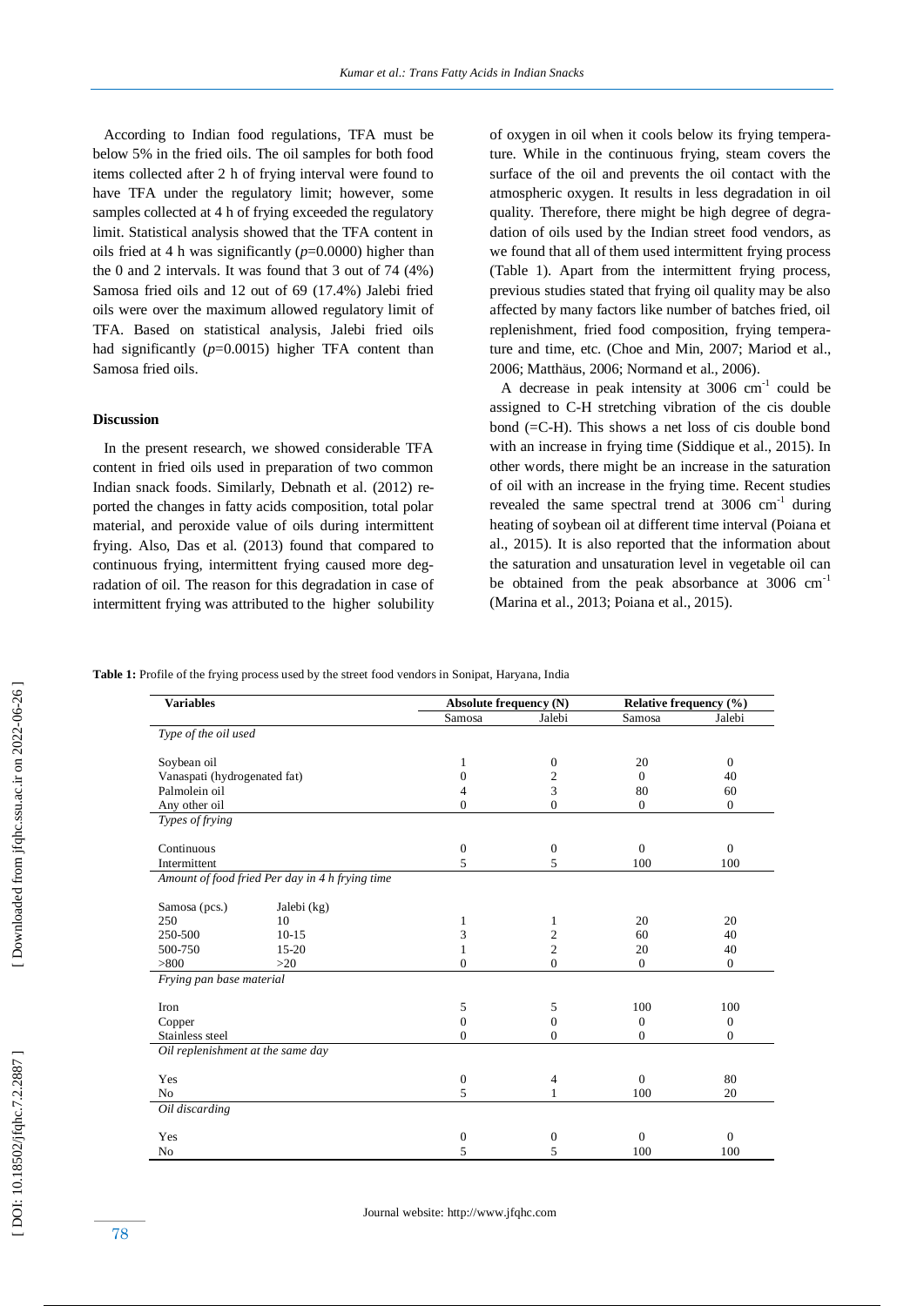According to Indian food regulations, TFA must be below 5% in the fried oils. The oil samples for both food items collected after 2 h of frying interval were found to have TFA under the regulatory limit; however, some samples collected at 4 h of frying exceeded the regulatory limit. Statistical analysis showed that the TFA content in oils fried at 4 h was significantly ($p$=0.0000) higher than the 0 and 2 intervals. It was found that 3 out of 74 (4%) Samosa fried oils and 12 out of 69 (17.4%) Jalebi fried oils were over the maximum allowed regulatory limit of TFA. Based on statistical analysis, Jalebi fried oils had significantly ($p$=0.0015) higher TFA content than Samosa fried oils.

### Discussion

In the present research, we showed considerable TFA content in fried oils used in preparation of two common Indian snack foods. Similarly, Debnath et al. (2012) reported the changes in fatty acids composition, total polar material, and peroxide value of oils during intermittent frying. Also, Das et al. (2013) found that compared to continuous frying, intermittent frying caused more degradation of oil. The reason for this degradation in case of intermittent frying was attributed to the higher solubility of oxygen in oil when it cools below its frying temperature. While in the continuous frying, steam covers the surface of the oil and prevents the oil contact with the atmospheric oxygen. It results in less degradation in oil quality. Therefore, there might be high degree of degradation of oils used by the Indian street food vendors, as we found that all of them used intermittent frying process (Table 1). Apart from the intermittent frying process, previous studies stated that frying oil quality may be also affected by many factors like number of batches fried, oil replenishment, fried food composition, frying temperature and time, etc. (Choe and Min, 2007; Mariod et al., 2006; Matthäus, 2006; Normand et al., 2006).

A decrease in peak intensity at 3006 $cm^{-1}$ could be assigned to C-H stretching vibration of the cis double bond (=C-H). This shows a net loss of cis double bond with an increase in frying time (Siddique et al., 2015). In other words, there might be an increase in the saturation of oil with an increase in the frying time. Recent studies revealed the same spectral trend at 3006 $cm^{-1}$ during heating of soybean oil at different time interval (Poiana et al., 2015). It is also reported that the information about the saturation and unsaturation level in vegetable oil can be obtained from the peak absorbance at 3006 $cm^{-1}$ (Marina et al., 2013; Poiana et al., 2015).

**Table 1:** Profile of the frying process used by the street food vendors in Sonipat, Haryana, India

| Variables | | Absolute frequency (N) | | Relative frequency (%) | |
|---|---|---|---|---|---|
| | | Samosa | Jalebi | Samosa | Jalebi |
| *Type of the oil used* | | | | | |
| Soybean oil | | 1 | 0 | 20 | 0 |
| Vanaspati (hydrogenated fat) | | 0 | 2 | 0 | 40 |
| Palmolein oil | | 4 | 3 | 80 | 60 |
| Any other oil | | 0 | 0 | 0 | 0 |
| *Types of frying* | | | | | |
| Continuous | | 0 | 0 | 0 | 0 |
| Intermittent | | 5 | 5 | 100 | 100 |
| *Amount of food fried Per day in 4 h frying time* | | | | | |
| Samosa (pcs.) | Jalebi (kg) | | | | |
| 250 | 10 | 1 | 1 | 20 | 20 |
| 250-500 | 10-15 | 3 | 2 | 60 | 40 |
| 500-750 | 15-20 | 1 | 2 | 20 | 40 |
| >800 | >20 | 0 | 0 | 0 | 0 |
| *Frying pan base material* | | | | | |
| Iron | | 5 | 5 | 100 | 100 |
| Copper | | 0 | 0 | 0 | 0 |
| Stainless steel | | 0 | 0 | 0 | 0 |
| *Oil replenishment at the same day* | | | | | |
| Yes | | 0 | 4 | 0 | 80 |
| No | | 5 | 1 | 100 | 20 |
| *Oil discarding* | | | | | |
| Yes | | 0 | 0 | 0 | 0 |
| No | | 5 | 5 | 100 | 100 |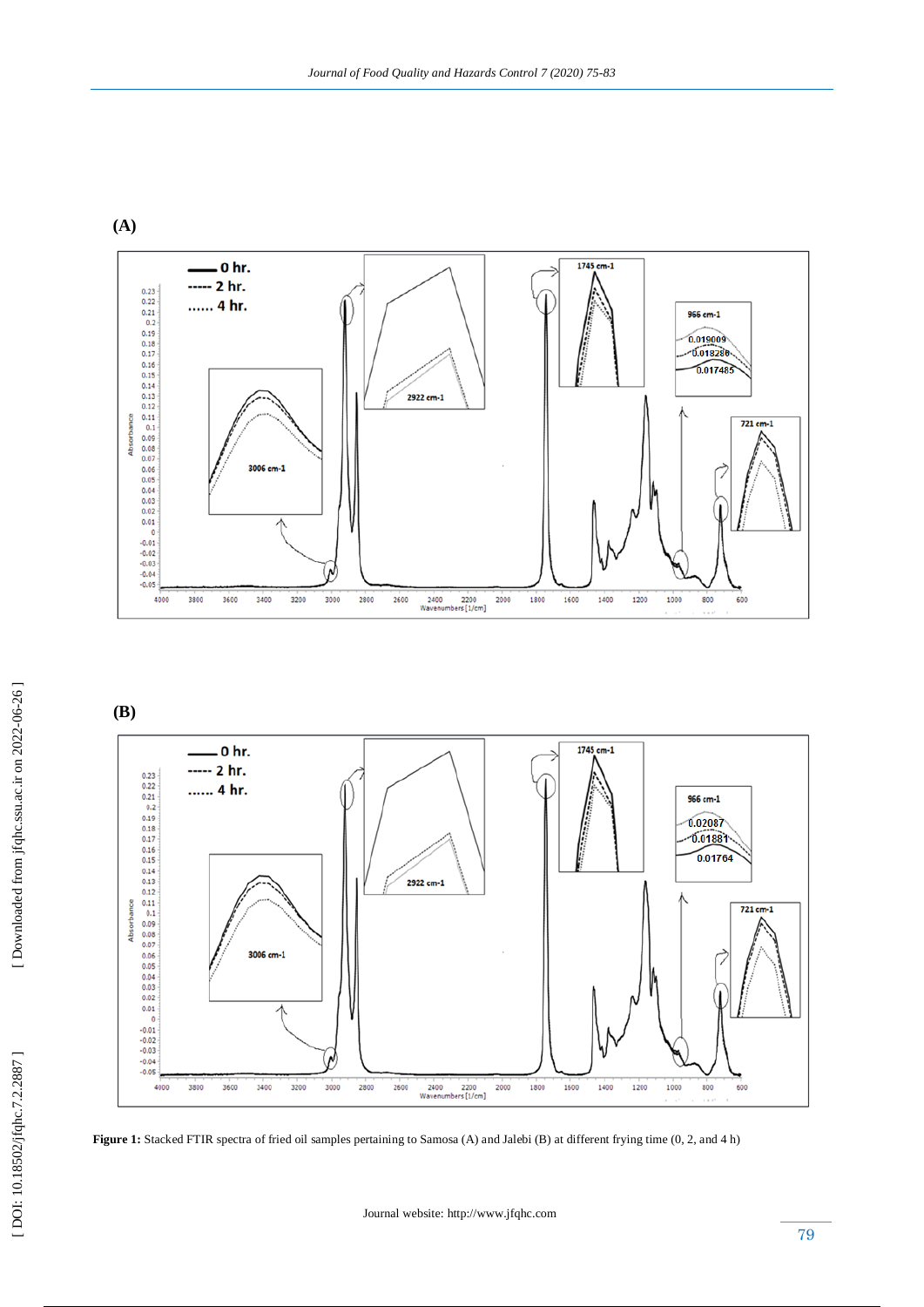**Figure 1:** Stacked FTIR spectra of fried oil samples pertaining to Samosa (A) and Jalebi (B) at different frying time (0, 2, and 4 h)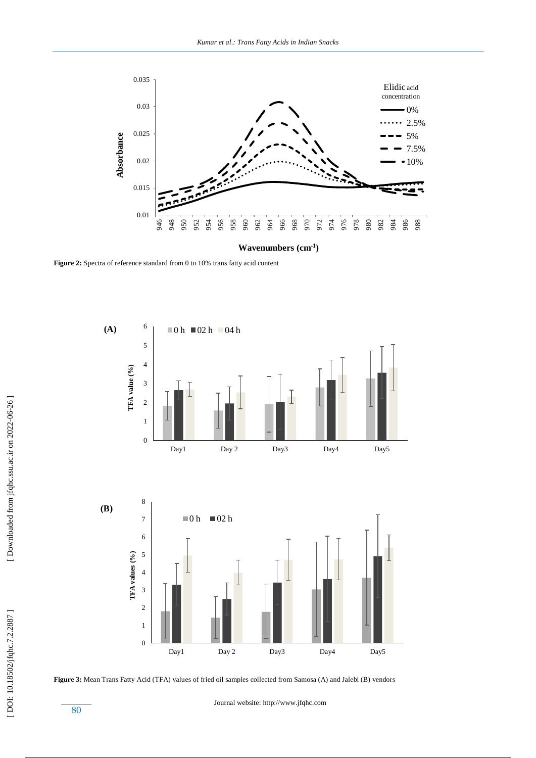**Figure 2:** Spectra of reference standard from 0 to 10% trans fatty acid content

**Figure 3:** Mean Trans Fatty Acid (TFA) values of fried oil samples collected from Samosa (A) and Jalebi (B) vendors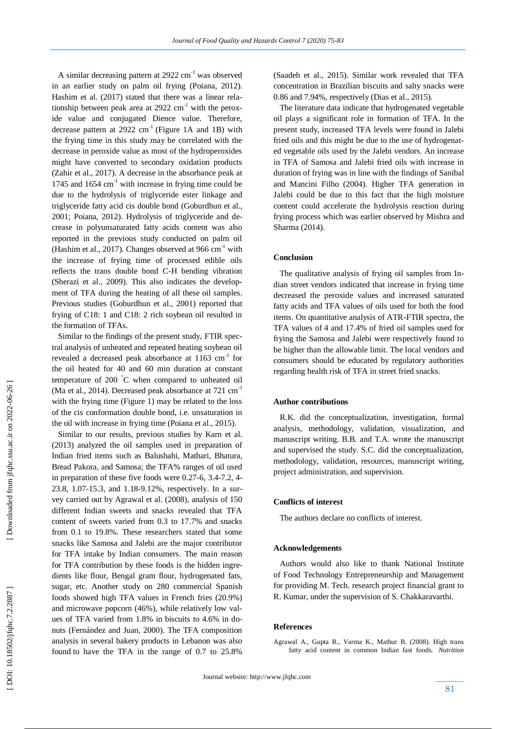A similar decreasing pattern at 2922 $cm^{-1}$ was observed in an earlier study on palm oil frying (Poiana, 2012). Hashim et al. (2017) stated that there was a linear relationship between peak area at 2922 $cm^{-1}$ with the peroxide value and conjugated Dience value. Therefore, decrease pattern at 2922 $cm^{-1}$ (Figure 1A and 1B) with the frying time in this study may be correlated with the decrease in peroxide value as most of the hydroperoxides might have converted to secondary oxidation products (Zahir et al., 2017). A decrease in the absorbance peak at 1745 and 1654 $cm^{-1}$ with increase in frying time could be due to the hydrolysis of triglyceride ester linkage and triglyceride fatty acid cis double bond (Goburdhun et al., 2001; Poiana, 2012). Hydrolysis of triglyceride and decrease in polyunsaturated fatty acids content was also reported in the previous study conducted on palm oil (Hashim et al., 2017). Changes observed at 966 $cm^{-1}$ with the increase of frying time of processed edible oils reflects the trans double bond C-H bending vibration (Sherazi et al., 2009). This also indicates the development of TFA during the heating of all these oil samples. Previous studies (Goburdhun et al., 2001) reported that frying of C18: 1 and C18: 2 rich soybean oil resulted in the formation of TFAs.

Similar to the findings of the present study, FTIR spectral analysis of unheated and repeated heating soybean oil revealed a decreased peak absorbance at 1163 $cm^{-1}$ for the oil heated for 40 and 60 min duration at constant temperature of 200 °C when compared to unheated oil (Ma et al., 2014). Decreased peak absorbance at 721 $cm^{-1}$ with the frying time (Figure 1) may be related to the loss of the cis conformation double bond, i.e. unsaturation in the oil with increase in frying time (Poiana et al., 2015).

Similar to our results, previous studies by Karn et al. (2013) analyzed the oil samples used in preparation of Indian fried items such as Balushahi, Mathari, Bhatura, Bread Pakora, and Samosa; the TFA% ranges of oil used in preparation of these five foods were 0.27-6, 3.4-7.2, 4-23.8, 1.07-15.3, and 1.18-9.12%, respectively. In a survey carried out by Agrawal et al. (2008), analysis of 150 different Indian sweets and snacks revealed that TFA content of sweets varied from 0.3 to 17.7% and snacks from 0.1 to 19.8%. These researchers stated that some snacks like Samosa and Jalebi are the major contributor for TFA intake by Indian consumers. The main reason for TFA contribution by these foods is the hidden ingredients like flour, Bengal gram flour, hydrogenated fats, sugar, etc. Another study on 280 commercial Spanish foods showed high TFA values in French fries (20.9%) and microwave popcorn (46%), while relatively low values of TFA varied from 1.8% in biscuits to 4.6% in donuts (Fernández and Juan, 2000). The TFA composition analysis in several bakery products in Lebanon was also found to have the TFA in the range of 0.7 to 25.8% (Saadeh et al., 2015). Similar work revealed that TFA concentration in Brazilian biscuits and salty snacks were 0.86 and 7.94%, respectively (Dias et al., 2015).

The literature data indicate that hydrogenated vegetable oil plays a significant role in formation of TFA. In the present study, increased TFA levels were found in Jalebi fried oils and this might be due to the use of hydrogenated vegetable oils used by the Jalebi vendors. An increase in TFA of Samosa and Jalebi fried oils with increase in duration of frying was in line with the findings of Sanibal and Mancini Filho (2004). Higher TFA generation in Jalebi could be due to this fact that the high moisture content could accelerate the hydrolysis reaction during frying process which was earlier observed by Mishra and Sharma (2014).

## Conclusion

The qualitative analysis of frying oil samples from Indian street vendors indicated that increase in frying time decreased the peroxide values and increased saturated fatty acids and TFA values of oils used for both the food items. On quantitative analysis of ATR-FTIR spectra, the TFA values of 4 and 17.4% of fried oil samples used for frying the Samosa and Jalebi were respectively found to be higher than the allowable limit. The local vendors and consumers should be educated by regulatory authorities regarding health risk of TFA in street fried snacks.

## Author contributions

R.K. did the conceptualization, investigation, formal analysis, methodology, validation, visualization, and manuscript writing. B.B. and T.A. wrote the manuscript and supervised the study. S.C. did the conceptualization, methodology, validation, resources, manuscript writing, project administration, and supervision.

## Conflicts of interest

The authors declare no conflicts of interest.

## Acknowledgements

Authors would also like to thank National Institute of Food Technology Entrepreneurship and Management for providing M. Tech. research project financial grant to R. Kumar, under the supervision of S. Chakkaravarthi.

## References

Agrawal A., Gupta R., Varma K., Mathur B. (2008). High trans fatty acid content in common Indian fast foods. *Nutrition*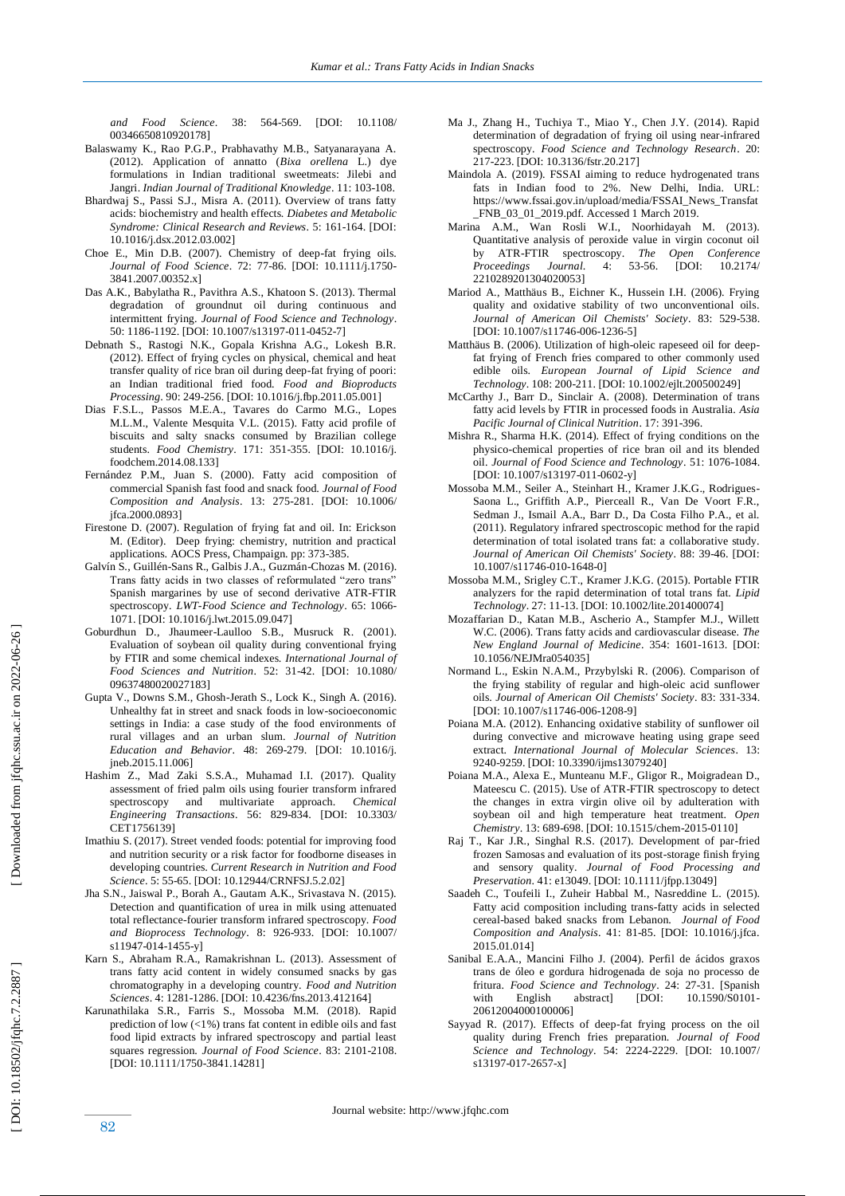*and Food Science*. 38: 564-569. [DOI: 10.1108/ 00346650810920178]

Balaswamy K., Rao P.G.P., Prabhavathy M.B., Satyanarayana A. (2012). Application of annatto (*Bixa orellena* L.) dye formulations in Indian traditional sweetmeats: Jilebi and Jangri. *Indian Journal of Traditional Knowledge*. 11: 103-108.

Bhardwaj S., Passi S.J., Misra A. (2011). Overview of trans fatty acids: biochemistry and health effects. *Diabetes and Metabolic Syndrome: Clinical Research and Reviews*. 5: 161-164. [DOI: 10.1016/j.dsx.2012.03.002]

Choe E., Min D.B. (2007). Chemistry of deep-fat frying oils. *Journal of Food Science*. 72: 77-86. [DOI: 10.1111/j.1750-3841.2007.00352.x]

Das A.K., Babylatha R., Pavithra A.S., Khatoon S. (2013). Thermal degradation of groundnut oil during continuous and intermittent frying. *Journal of Food Science and Technology*. 50: 1186-1192. [DOI: 10.1007/s13197-011-0452-7]

Debnath S., Rastogi N.K., Gopala Krishna A.G., Lokesh B.R. (2012). Effect of frying cycles on physical, chemical and heat transfer quality of rice bran oil during deep-fat frying of poori: an Indian traditional fried food. *Food and Bioproducts Processing*. 90: 249-256. [DOI: 10.1016/j.fbp.2011.05.001]

Dias F.S.L., Passos M.E.A., Tavares do Carmo M.G., Lopes M.L.M., Valente Mesquita V.L. (2015). Fatty acid profile of biscuits and salty snacks consumed by Brazilian college students. *Food Chemistry*. 171: 351-355. [DOI: 10.1016/j. foodchem.2014.08.133]

Fernández P.M., Juan S. (2000). Fatty acid composition of commercial Spanish fast food and snack food. *Journal of Food Composition and Analysis*. 13: 275-281. [DOI: 10.1006/ jfca.2000.0893]

Firestone D. (2007). Regulation of frying fat and oil. In: Erickson M. (Editor). Deep frying: chemistry, nutrition and practical applications. AOCS Press, Champaign. pp: 373-385.

Galvín S., Guillén-Sans R., Galbis J.A., Guzmán-Chozas M. (2016). Trans fatty acids in two classes of reformulated "zero trans" Spanish margarines by use of second derivative ATR-FTIR spectroscopy. *LWT-Food Science and Technology*. 65: 1066-1071. [DOI: 10.1016/j.lwt.2015.09.047]

Goburdhun D., Jhaumeer-Laulloo S.B., Musruck R. (2001). Evaluation of soybean oil quality during conventional frying by FTIR and some chemical indexes. *International Journal of Food Sciences and Nutrition*. 52: 31-42. [DOI: 10.1080/ 09637480020027183]

Gupta V., Downs S.M., Ghosh-Jerath S., Lock K., Singh A. (2016). Unhealthy fat in street and snack foods in low-socioeconomic settings in India: a case study of the food environments of rural villages and an urban slum. *Journal of Nutrition Education and Behavior*. 48: 269-279. [DOI: 10.1016/j. jneb.2015.11.006]

Hashim Z., Mad Zaki S.S.A., Muhamad I.I. (2017). Quality assessment of fried palm oils using fourier transform infrared spectroscopy and multivariate approach. *Chemical Engineering Transactions*. 56: 829-834. [DOI: 10.3303/ CET1756139]

Imathiu S. (2017). Street vended foods: potential for improving food and nutrition security or a risk factor for foodborne diseases in developing countries. *Current Research in Nutrition and Food Science*. 5: 55-65. [DOI: 10.12944/CRNFSJ.5.2.02]

Jha S.N., Jaiswal P., Borah A., Gautam A.K., Srivastava N. (2015). Detection and quantification of urea in milk using attenuated total reflectance-fourier transform infrared spectroscopy. *Food and Bioprocess Technology*. 8: 926-933. [DOI: 10.1007/ s11947-014-1455-y]

Karn S., Abraham R.A., Ramakrishnan L. (2013). Assessment of trans fatty acid content in widely consumed snacks by gas chromatography in a developing country. *Food and Nutrition Sciences*. 4: 1281-1286. [DOI: 10.4236/fns.2013.412164]

Karunathilaka S.R., Farris S., Mossoba M.M. (2018). Rapid prediction of low (<1%) trans fat content in edible oils and fast food lipid extracts by infrared spectroscopy and partial least squares regression. *Journal of Food Science*. 83: 2101-2108. [DOI: 10.1111/1750-3841.14281]

Ma J., Zhang H., Tuchiya T., Miao Y., Chen J.Y. (2014). Rapid determination of degradation of frying oil using near-infrared spectroscopy. *Food Science and Technology Research*. 20: 217-223. [DOI: 10.3136/fstr.20.217]

Maindola A. (2019). FSSAI aiming to reduce hydrogenated trans fats in Indian food to 2%. New Delhi, India. URL: https://www.fssai.gov.in/upload/media/FSSAI_News_Transfat_FNB_03_01_2019.pdf. Accessed 1 March 2019.

Marina A.M., Wan Rosli W.I., Noorhidayah M. (2013). Quantitative analysis of peroxide value in virgin coconut oil by ATR-FTIR spectroscopy. *The Open Conference Proceedings Journal*. 4: 53-56. [DOI: 10.2174/ 2210289201304020053]

Mariod A., Matthäus B., Eichner K., Hussein I.H. (2006). Frying quality and oxidative stability of two unconventional oils. *Journal of American Oil Chemists' Society*. 83: 529-538. [DOI: 10.1007/s11746-006-1236-5]

Matthäus B. (2006). Utilization of high-oleic rapeseed oil for deep-fat frying of French fries compared to other commonly used edible oils. *European Journal of Lipid Science and Technology*. 108: 200-211. [DOI: 10.1002/ejlt.200500249]

McCarthy J., Barr D., Sinclair A. (2008). Determination of trans fatty acid levels by FTIR in processed foods in Australia. *Asia Pacific Journal of Clinical Nutrition*. 17: 391-396.

Mishra R., Sharma H.K. (2014). Effect of frying conditions on the physico-chemical properties of rice bran oil and its blended oil. *Journal of Food Science and Technology*. 51: 1076-1084. [DOI: 10.1007/s13197-011-0602-y]

Mossoba M.M., Seiler A., Steinhart H., Kramer J.K.G., Rodrigues-Saona L., Griffith A.P., Pierceall R., Van De Voort F.R., Sedman J., Ismail A.A., Barr D., Da Costa Filho P.A., et al. (2011). Regulatory infrared spectroscopic method for the rapid determination of total isolated trans fat: a collaborative study. *Journal of American Oil Chemists' Society*. 88: 39-46. [DOI: 10.1007/s11746-010-1648-0]

Mossoba M.M., Srigley C.T., Kramer J.K.G. (2015). Portable FTIR analyzers for the rapid determination of total trans fat. *Lipid Technology*. 27: 11-13. [DOI: 10.1002/lite.201400074]

Mozaffarian D., Katan M.B., Ascherio A., Stampfer M.J., Willett W.C. (2006). Trans fatty acids and cardiovascular disease. *The New England Journal of Medicine*. 354: 1601-1613. [DOI: 10.1056/NEJMra054035]

Normand L., Eskin N.A.M., Przybylski R. (2006). Comparison of the frying stability of regular and high-oleic acid sunflower oils. *Journal of American Oil Chemists' Society*. 83: 331-334. [DOI: 10.1007/s11746-006-1208-9]

Poiana M.A. (2012). Enhancing oxidative stability of sunflower oil during convective and microwave heating using grape seed extract. *International Journal of Molecular Sciences*. 13: 9240-9259. [DOI: 10.3390/ijms13079240]

Poiana M.A., Alexa E., Munteanu M.F., Gligor R., Moigradean D., Mateescu C. (2015). Use of ATR-FTIR spectroscopy to detect the changes in extra virgin olive oil by adulteration with soybean oil and high temperature heat treatment. *Open Chemistry*. 13: 689-698. [DOI: 10.1515/chem-2015-0110]

Raj T., Kar J.R., Singhal R.S. (2017). Development of par-fried frozen Samosas and evaluation of its post-storage finish frying and sensory quality. *Journal of Food Processing and Preservation*. 41: e13049. [DOI: 10.1111/jfpp.13049]

Saadeh C., Toufeili I., Zuheir Habbal M., Nasreddine L. (2015). Fatty acid composition including trans-fatty acids in selected cereal-based baked snacks from Lebanon. *Journal of Food Composition and Analysis*. 41: 81-85. [DOI: 10.1016/j.jfca. 2015.01.014]

Sanibal E.A.A., Mancini Filho J. (2004). Perfil de ácidos graxos trans de óleo e gordura hidrogenada de soja no processo de fritura. *Food Science and Technology*. 24: 27-31. [Spanish with English abstract] [DOI: 10.1590/S0101-20612004000100006]

Sayyad R. (2017). Effects of deep-fat frying process on the oil quality during French fries preparation. *Journal of Food Science and Technology*. 54: 2224-2229. [DOI: 10.1007/ s13197-017-2657-x]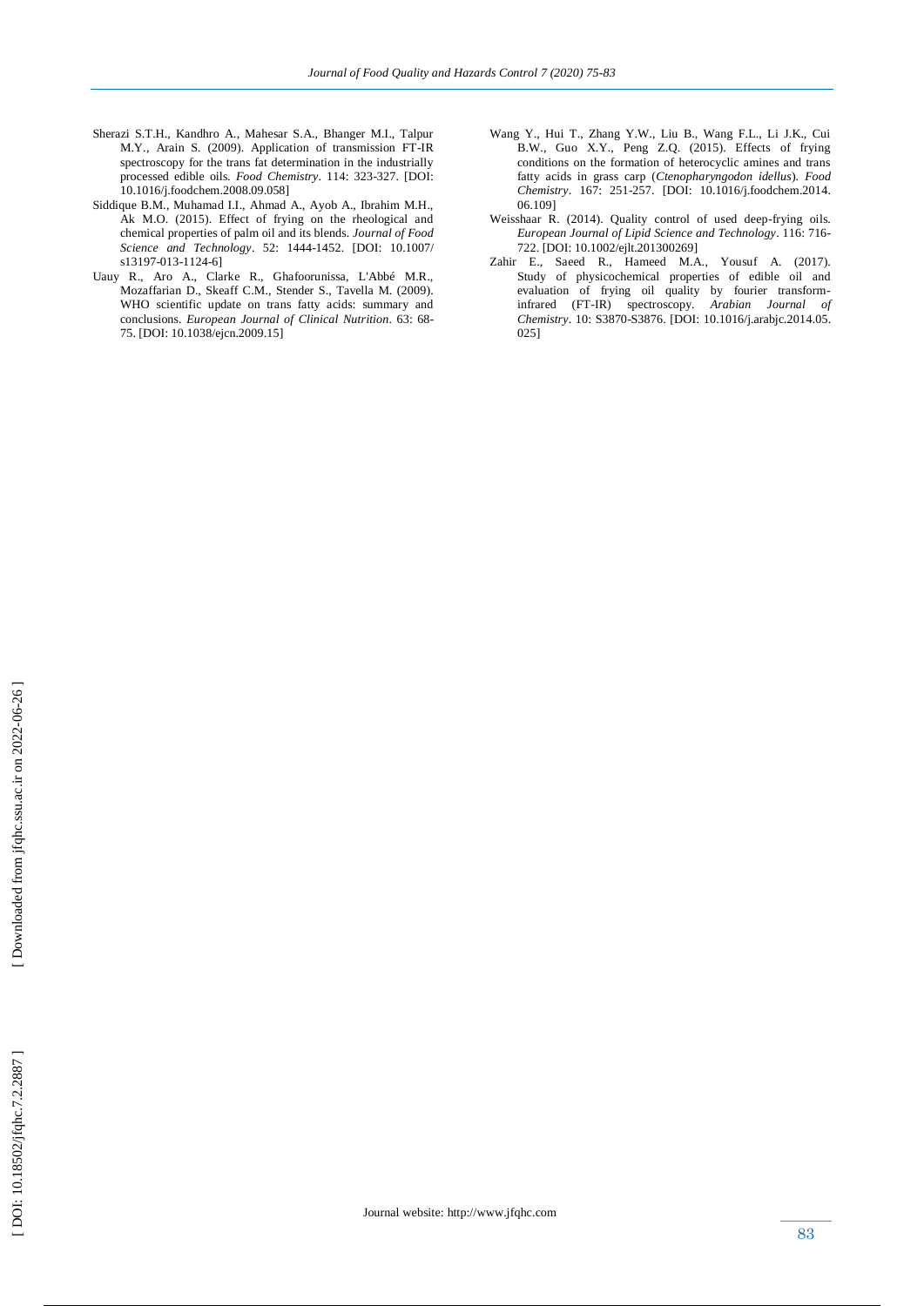Sherazi S.T.H., Kandhro A., Mahesar S.A., Bhanger M.I., Talpur M.Y., Arain S. (2009). Application of transmission FT-IR spectroscopy for the trans fat determination in the industrially processed edible oils. *Food Chemistry*. 114: 323-327. [DOI: 10.1016/j.foodchem.2008.09.058]

Siddique B.M., Muhamad I.I., Ahmad A., Ayob A., Ibrahim M.H., Ak M.O. (2015). Effect of frying on the rheological and chemical properties of palm oil and its blends. *Journal of Food Science and Technology*. 52: 1444-1452. [DOI: 10.1007/s13197-013-1124-6]

Uauy R., Aro A., Clarke R., Ghafoorunissa, L'Abbé M.R., Mozaffarian D., Skeaff C.M., Stender S., Tavella M. (2009). WHO scientific update on trans fatty acids: summary and conclusions. *European Journal of Clinical Nutrition*. 63: 68-75. [DOI: 10.1038/ejcn.2009.15]

Wang Y., Hui T., Zhang Y.W., Liu B., Wang F.L., Li J.K., Cui B.W., Guo X.Y., Peng Z.Q. (2015). Effects of frying conditions on the formation of heterocyclic amines and trans fatty acids in grass carp (*Ctenopharyngodon idellus*). *Food Chemistry*. 167: 251-257. [DOI: 10.1016/j.foodchem.2014.06.109]

Weisshaar R. (2014). Quality control of used deep-frying oils. *European Journal of Lipid Science and Technology*. 116: 716-722. [DOI: 10.1002/ejlt.201300269]

Zahir E., Saeed R., Hameed M.A., Yousuf A. (2017). Study of physicochemical properties of edible oil and evaluation of frying oil quality by fourier transform-infrared (FT-IR) spectroscopy. *Arabian Journal of Chemistry*. 10: S3870-S3876. [DOI: 10.1016/j.arabjc.2014.05.025]